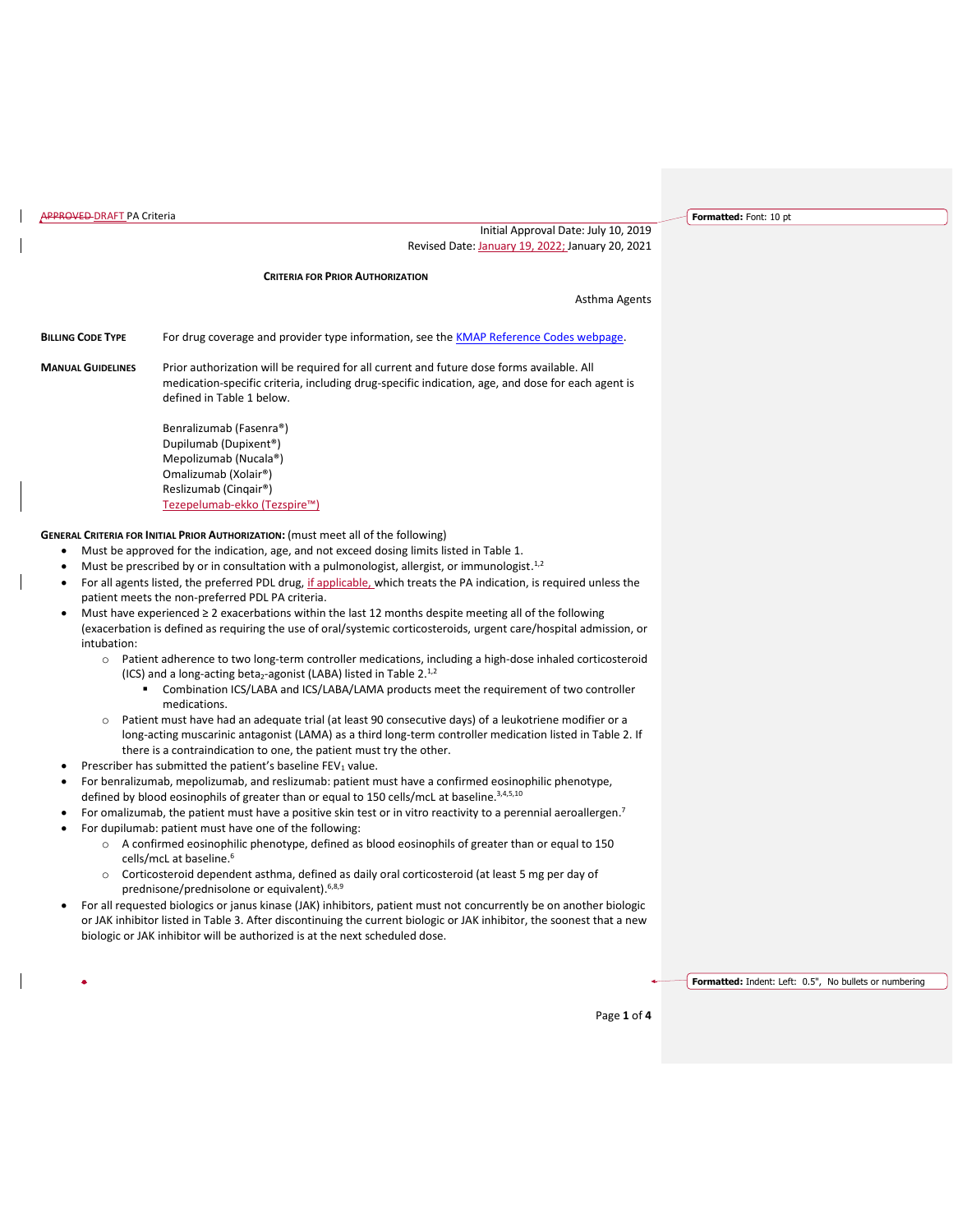APPROVED DRAFT PA Criteria

Initial Approval Date: July 10, 2019
Revised Date: January 19, 2022; January 20, 2021

**CRITERIA FOR PRIOR AUTHORIZATION**

Asthma Agents

**BILLING CODE TYPE** For drug coverage and provider type information, see the KMAP Reference Codes webpage.

**MANUAL GUIDELINES** Prior authorization will be required for all current and future dose forms available. All medication-specific criteria, including drug-specific indication, age, and dose for each agent is defined in Table 1 below.

Benralizumab (Fasenra®)
Dupilumab (Dupixent®)
Mepolizumab (Nucala®)
Omalizumab (Xolair®)
Reslizumab (Cinqair®)
Tezepelumab-ekko (Tezspire™)

**GENERAL CRITERIA FOR INITIAL PRIOR AUTHORIZATION:** (must meet all of the following)

- Must be approved for the indication, age, and not exceed dosing limits listed in Table 1.
- Must be prescribed by or in consultation with a pulmonologist, allergist, or immunologist.[1,2]
- For all agents listed, the preferred PDL drug, if applicable, which treats the PA indication, is required unless the patient meets the non-preferred PDL PA criteria.
- Must have experienced ≥ 2 exacerbations within the last 12 months despite meeting all of the following (exacerbation is defined as requiring the use of oral/systemic corticosteroids, urgent care/hospital admission, or intubation:
    - Patient adherence to two long-term controller medications, including a high-dose inhaled corticosteroid (ICS) and a long-acting beta$_2$-agonist (LABA) listed in Table 2.[1,2]
        - Combination ICS/LABA and ICS/LABA/LAMA products meet the requirement of two controller medications.
    - Patient must have had an adequate trial (at least 90 consecutive days) of a leukotriene modifier or a long-acting muscarinic antagonist (LAMA) as a third long-term controller medication listed in Table 2. If there is a contraindication to one, the patient must try the other.
- Prescriber has submitted the patient's baseline $FEV_1$ value.
- For benralizumab, mepolizumab, and reslizumab: patient must have a confirmed eosinophilic phenotype, defined by blood eosinophils of greater than or equal to 150 cells/mcL at baseline.[3,4,5,10]
- For omalizumab, the patient must have a positive skin test or in vitro reactivity to a perennial aeroallergen.[7]
- For dupilumab: patient must have one of the following:
    - A confirmed eosinophilic phenotype, defined as blood eosinophils of greater than or equal to 150 cells/mcL at baseline.[6]
    - Corticosteroid dependent asthma, defined as daily oral corticosteroid (at least 5 mg per day of prednisone/prednisolone or equivalent).[6,8,9]
- For all requested biologics or janus kinase (JAK) inhibitors, patient must not concurrently be on another biologic or JAK inhibitor listed in Table 3. After discontinuing the current biologic or JAK inhibitor, the soonest that a new biologic or JAK inhibitor will be authorized is at the next scheduled dose.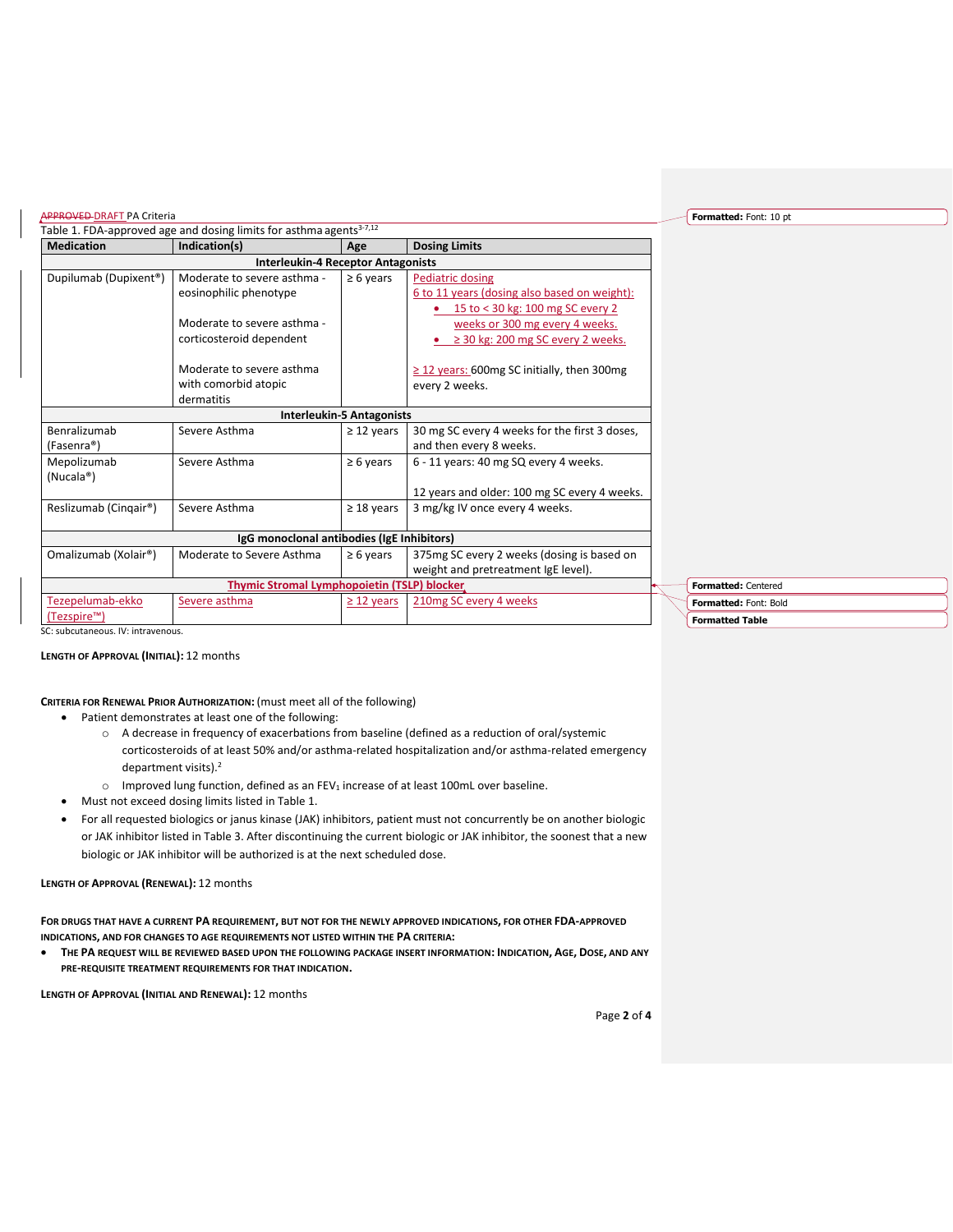~~APPROVED~~ DRAFT PA Criteria

Table 1. FDA-approved age and dosing limits for asthma agents[3-7,12]

| Medication | Indication(s) | Age | Dosing Limits |
|---|---|---|---|
| **Interleukin-4 Receptor Antagonists** | | | |
| Dupilumab (Dupixent®) | Moderate to severe asthma - eosinophilic phenotype<br><br>Moderate to severe asthma - corticosteroid dependent<br><br>Moderate to severe asthma with comorbid atopic dermatitis | ≥ 6 years | Pediatric dosing<br>6 to 11 years (dosing also based on weight):<br>• 15 to < 30 kg: 100 mg SC every 2 weeks or 300 mg every 4 weeks.<br>• ≥ 30 kg: 200 mg SC every 2 weeks.<br><br>≥ 12 years: 600mg SC initially, then 300mg every 2 weeks. |
| **Interleukin-5 Antagonists** | | | |
| Benralizumab (Fasenra®) | Severe Asthma | ≥ 12 years | 30 mg SC every 4 weeks for the first 3 doses, and then every 8 weeks. |
| Mepolizumab (Nucala®) | Severe Asthma | ≥ 6 years | 6 - 11 years: 40 mg SQ every 4 weeks.<br><br>12 years and older: 100 mg SC every 4 weeks. |
| Reslizumab (Cinqair®) | Severe Asthma | ≥ 18 years | 3 mg/kg IV once every 4 weeks. |
| **IgG monoclonal antibodies (IgE Inhibitors)** | | | |
| Omalizumab (Xolair®) | Moderate to Severe Asthma | ≥ 6 years | 375mg SC every 2 weeks (dosing is based on weight and pretreatment IgE level). |
| **Thymic Stromal Lymphopoietin (TSLP) blocker** | | | |
| Tezepelumab-ekko (Tezspire™) | Severe asthma | ≥ 12 years | 210mg SC every 4 weeks |

SC: subcutaneous. IV: intravenous.

**Length of Approval (Initial):** 12 months

**Criteria for Renewal Prior Authorization:** (must meet all of the following)

- Patient demonstrates at least one of the following:
  - A decrease in frequency of exacerbations from baseline (defined as a reduction of oral/systemic corticosteroids of at least 50% and/or asthma-related hospitalization and/or asthma-related emergency department visits).[2]
  - Improved lung function, defined as an $FEV_1$ increase of at least 100mL over baseline.
- Must not exceed dosing limits listed in Table 1.
- For all requested biologics or janus kinase (JAK) inhibitors, patient must not concurrently be on another biologic or JAK inhibitor listed in Table 3. After discontinuing the current biologic or JAK inhibitor, the soonest that a new biologic or JAK inhibitor will be authorized is at the next scheduled dose.

**Length of Approval (Renewal):** 12 months

**For drugs that have a current PA requirement, but not for the newly approved indications, for other FDA-approved indications, and for changes to age requirements not listed within the PA criteria:**

- **The PA request will be reviewed based upon the following package insert information: Indication, Age, Dose, and any pre-requisite treatment requirements for that indication.**

**Length of Approval (Initial and Renewal):** 12 months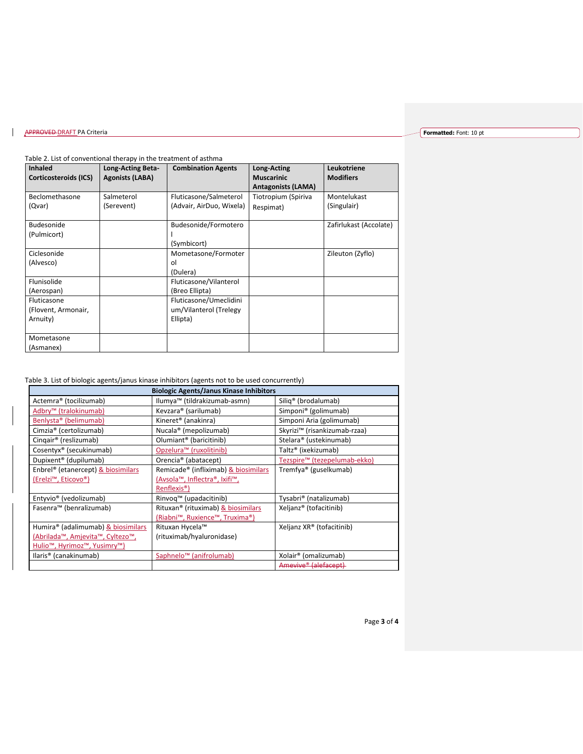Table 2. List of conventional therapy in the treatment of asthma

| Inhaled Corticosteroids (ICS) | Long-Acting Beta-Agonists (LABA) | Combination Agents | Long-Acting Muscarinic Antagonists (LAMA) | Leukotriene Modifiers |
|---|---|---|---|---|
| Beclomethasone (Qvar) | Salmeterol (Serevent) | Fluticasone/Salmeterol (Advair, AirDuo, Wixela) | Tiotropium (Spiriva Respimat) | Montelukast (Singulair) |
| Budesonide (Pulmicort) | | Budesonide/Formoterol (Symbicort) | | Zafirlukast (Accolate) |
| Ciclesonide (Alvesco) | | Mometasone/Formoterol (Dulera) | | Zileuton (Zyflo) |
| Flunisolide (Aerospan) | | Fluticasone/Vilanterol (Breo Ellipta) | | |
| Fluticasone (Flovent, Armonair, Arnuity) | | Fluticasone/Umeclidinium/Vilanterol (Trelegy Ellipta) | | |
| Mometasone (Asmanex) | | | | |

Table 3. List of biologic agents/janus kinase inhibitors (agents not to be used concurrently)

| Biologic Agents/Janus Kinase Inhibitors | | |
|---|---|---|
| Actemra® (tocilizumab) | Ilumya™ (tildrakizumab-asmn) | Siliq® (brodalumab) |
| Adbry™ (tralokinumab) | Kevzara® (sarilumab) | Simponi® (golimumab) |
| Benlysta® (belimumab) | Kineret® (anakinra) | Simponi Aria (golimumab) |
| Cimzia® (certolizumab) | Nucala® (mepolizumab) | Skyrizi™ (risankizumab-rzaa) |
| Cinqair® (reslizumab) | Olumiant® (baricitinib) | Stelara® (ustekinumab) |
| Cosentyx® (secukinumab) | Opzelura™ (ruxolitinib) | Taltz® (ixekizumab) |
| Dupixent® (dupilumab) | Orencia® (abatacept) | Tezspire™ (tezepelumab-ekko) |
| Enbrel® (etanercept) & biosimilars (Erelzi™, Eticovo®) | Remicade® (infliximab) & biosimilars (Avsola™, Inflectra®, Ixifi™, Renflexis®) | Tremfya® (guselkumab) |
| Entyvio® (vedolizumab) | Rinvoq™ (upadacitinib) | Tysabri® (natalizumab) |
| Fasenra™ (benralizumab) | Rituxan® (rituximab) & biosimilars (Riabni™, Ruxience™, Truxima®) | Xeljanz® (tofacitinib) |
| Humira® (adalimumab) & biosimilars (Abrilada™, Amjevita™, Cyltezo™, Hulio™, Hyrimoz™, Yusimry™) | Rituxan Hycela™ (rituximab/hyaluronidase) | Xeljanz XR® (tofacitinib) |
| Ilaris® (canakinumab) | Saphnelo™ (anifrolumab) | Xolair® (omalizumab) |
| | | ~~Amevive® (alefacept)~~ |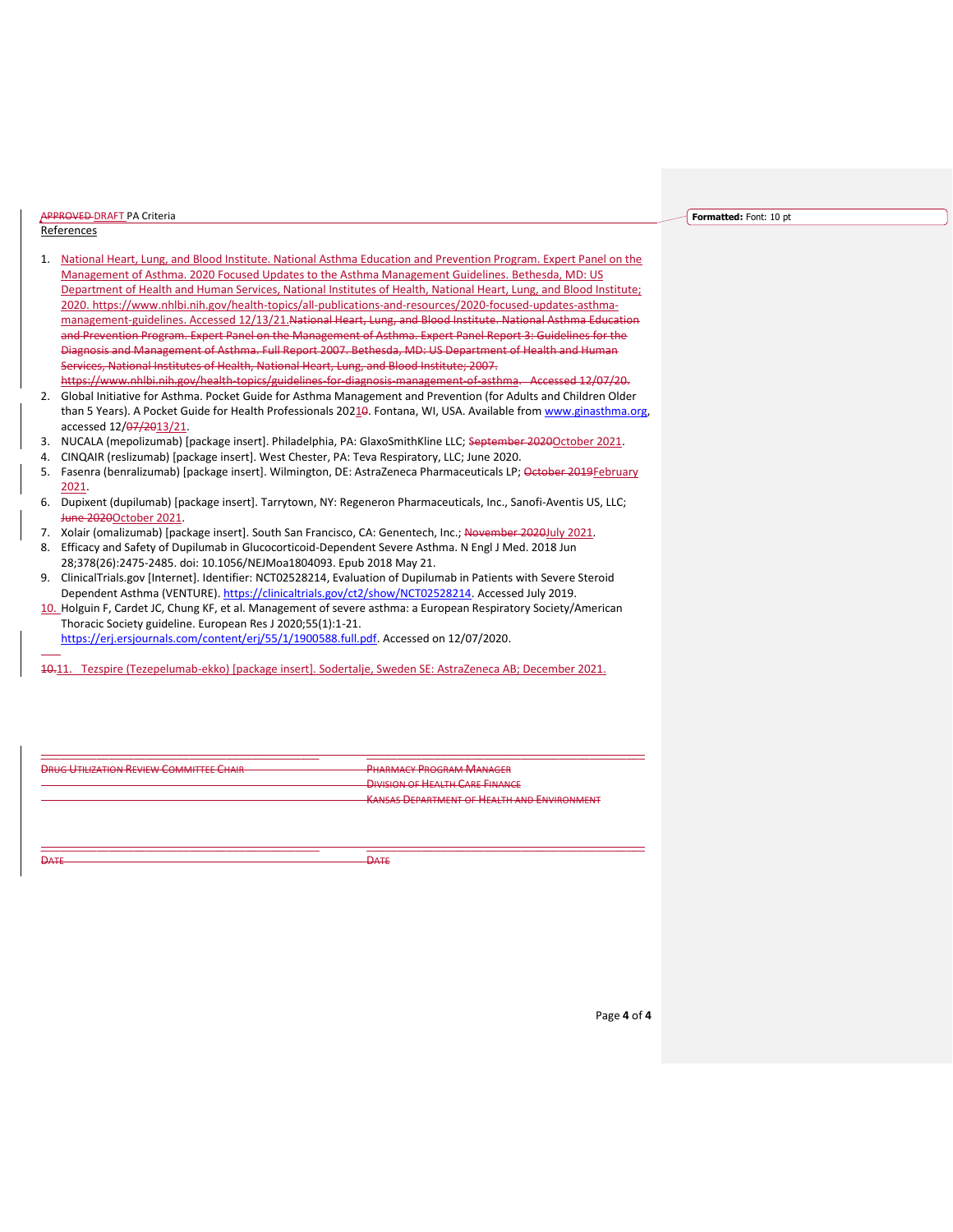## References

1. National Heart, Lung, and Blood Institute. National Asthma Education and Prevention Program. Expert Panel on the Management of Asthma. 2020 Focused Updates to the Asthma Management Guidelines. Bethesda, MD: US Department of Health and Human Services, National Institutes of Health, National Heart, Lung, and Blood Institute; 2020. https://www.nhlbi.nih.gov/health-topics/all-publications-and-resources/2020-focused-updates-asthma-management-guidelines. Accessed 12/13/21.~~National Heart, Lung, and Blood Institute. National Asthma Education and Prevention Program. Expert Panel on the Management of Asthma. Expert Panel Report 3: Guidelines for the Diagnosis and Management of Asthma. Full Report 2007. Bethesda, MD: US Department of Health and Human Services, National Institutes of Health, National Heart, Lung, and Blood Institute; 2007. https://www.nhlbi.nih.gov/health-topics/guidelines-for-diagnosis-management-of-asthma. Accessed 12/07/20.~~
2. Global Initiative for Asthma. Pocket Guide for Asthma Management and Prevention (for Adults and Children Older than 5 Years). A Pocket Guide for Health Professionals 202~~1~~0. Fontana, WI, USA. Available from www.ginasthma.org, accessed 12/~~07/20~~13/21.
3. NUCALA (mepolizumab) [package insert]. Philadelphia, PA: GlaxoSmithKline LLC; ~~September 2020~~October 2021.
4. CINQAIR (reslizumab) [package insert]. West Chester, PA: Teva Respiratory, LLC; June 2020.
5. Fasenra (benralizumab) [package insert]. Wilmington, DE: AstraZeneca Pharmaceuticals LP; ~~October 2019~~February 2021.
6. Dupixent (dupilumab) [package insert]. Tarrytown, NY: Regeneron Pharmaceuticals, Inc., Sanofi-Aventis US, LLC; ~~June 2020~~October 2021.
7. Xolair (omalizumab) [package insert]. South San Francisco, CA: Genentech, Inc.; ~~November 2020~~July 2021.
8. Efficacy and Safety of Dupilumab in Glucocorticoid-Dependent Severe Asthma. N Engl J Med. 2018 Jun 28;378(26):2475-2485. doi: 10.1056/NEJMoa1804093. Epub 2018 May 21.
9. ClinicalTrials.gov [Internet]. Identifier: NCT02528214, Evaluation of Dupilumab in Patients with Severe Steroid Dependent Asthma (VENTURE). https://clinicaltrials.gov/ct2/show/NCT02528214. Accessed July 2019.
10. Holguin F, Cardet JC, Chung KF, et al. Management of severe asthma: a European Respiratory Society/American Thoracic Society guideline. European Res J 2020;55(1):1-21. https://erj.ersjournals.com/content/erj/55/1/1900588.full.pdf. Accessed on 12/07/2020.
11. Tezspire (Tezepelumab-ekko) [package insert]. Sodertalje, Sweden SE: AstraZeneca AB; December 2021.

~~DRUG UTILIZATION REVIEW COMMITTEE CHAIR~~

~~PHARMACY PROGRAM MANAGER~~
~~DIVISION OF HEALTH CARE FINANCE~~
~~KANSAS DEPARTMENT OF HEALTH AND ENVIRONMENT~~

~~DATE~~

~~DATE~~